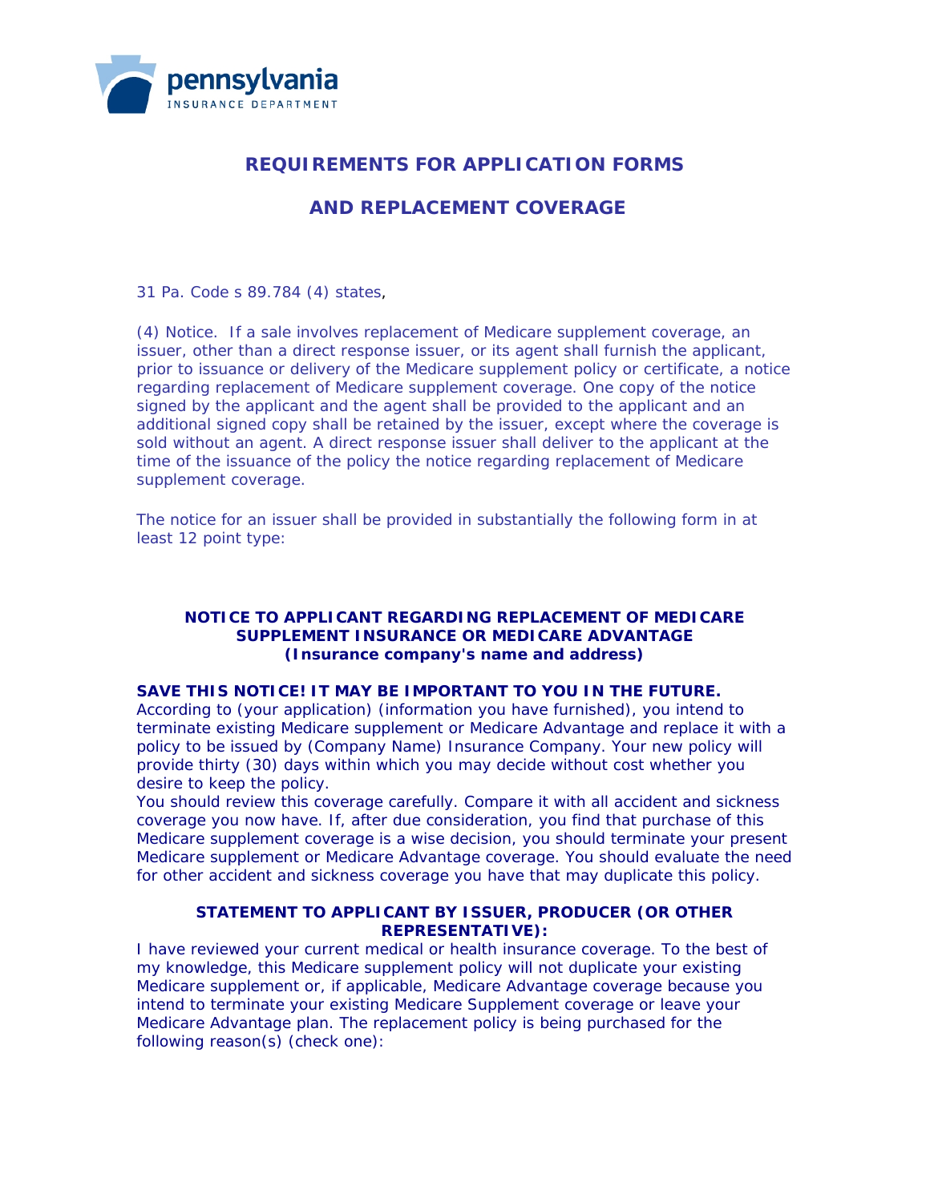pennsylvania
INSURANCE DEPARTMENT

# REQUIREMENTS FOR APPLICATION FORMS

# AND REPLACEMENT COVERAGE

31 Pa. Code s 89.784 (4) states,

(4) Notice. If a sale involves replacement of Medicare supplement coverage, an issuer, other than a direct response issuer, or its agent shall furnish the applicant, prior to issuance or delivery of the Medicare supplement policy or certificate, a notice regarding replacement of Medicare supplement coverage. One copy of the notice signed by the applicant and the agent shall be provided to the applicant and an additional signed copy shall be retained by the issuer, except where the coverage is sold without an agent. A direct response issuer shall deliver to the applicant at the time of the issuance of the policy the notice regarding replacement of Medicare supplement coverage.

The notice for an issuer shall be provided in substantially the following form in at least 12 point type:

### NOTICE TO APPLICANT REGARDING REPLACEMENT OF MEDICARE SUPPLEMENT INSURANCE OR MEDICARE ADVANTAGE
**(Insurance company's name and address)**

**SAVE THIS NOTICE! IT MAY BE IMPORTANT TO YOU IN THE FUTURE.**
According to (your application) (information you have furnished), you intend to terminate existing Medicare supplement or Medicare Advantage and replace it with a policy to be issued by (Company Name) Insurance Company. Your new policy will provide thirty (30) days within which you may decide without cost whether you desire to keep the policy.
You should review this coverage carefully. Compare it with all accident and sickness coverage you now have. If, after due consideration, you find that purchase of this Medicare supplement coverage is a wise decision, you should terminate your present Medicare supplement or Medicare Advantage coverage. You should evaluate the need for other accident and sickness coverage you have that may duplicate this policy.

### STATEMENT TO APPLICANT BY ISSUER, PRODUCER (OR OTHER REPRESENTATIVE):

I have reviewed your current medical or health insurance coverage. To the best of my knowledge, this Medicare supplement policy will not duplicate your existing Medicare supplement or, if applicable, Medicare Advantage coverage because you intend to terminate your existing Medicare Supplement coverage or leave your Medicare Advantage plan. The replacement policy is being purchased for the following reason(s) (check one):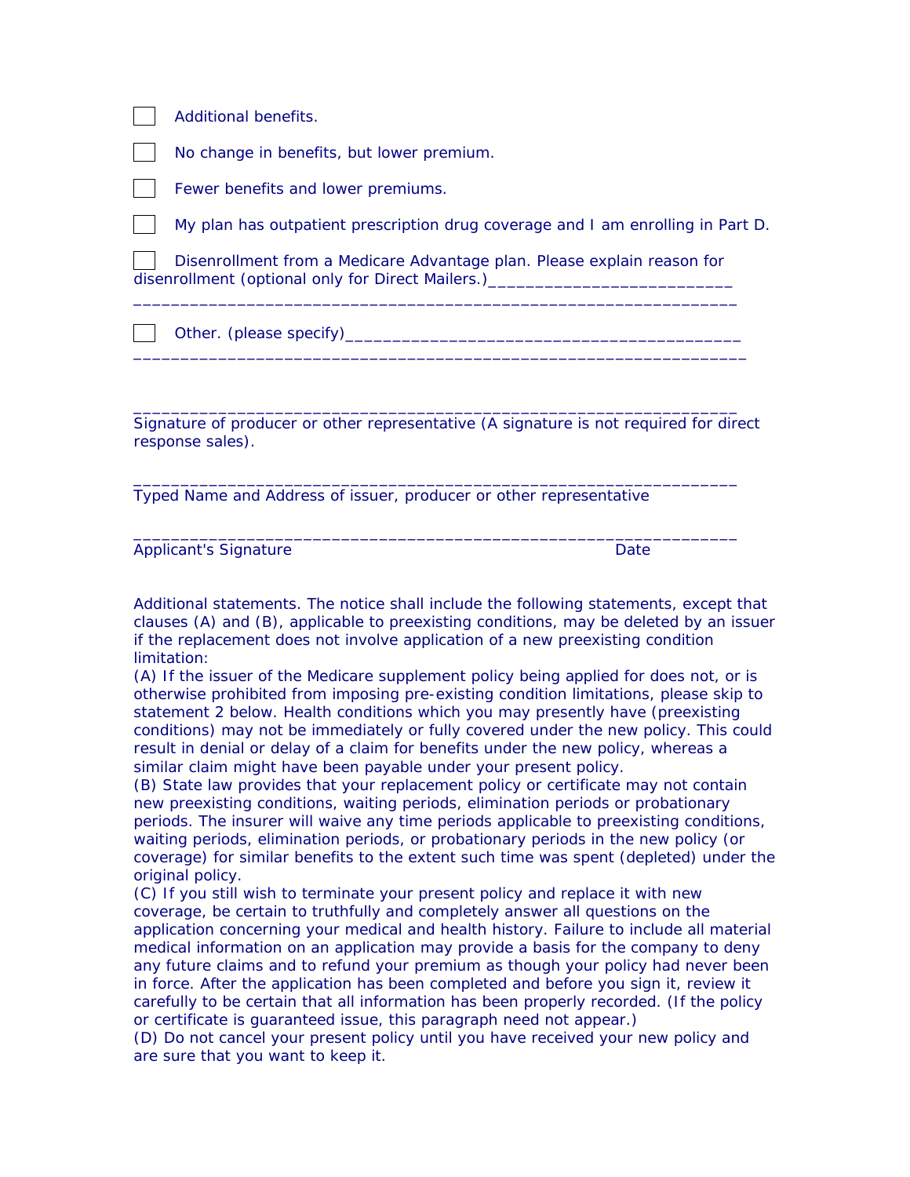- [ ] Additional benefits.
- [ ] No change in benefits, but lower premium.
- [ ] Fewer benefits and lower premiums.
- [ ] My plan has outpatient prescription drug coverage and I am enrolling in Part D.
- [ ] Disenrollment from a Medicare Advantage plan. Please explain reason for disenrollment (optional only for Direct Mailers.)___________________________

_________________________________________________________________

- [ ] Other. (please specify)____________________________________________

_________________________________________________________________

_________________________________________________________________
Signature of producer or other representative (A signature is not required for direct response sales).

_________________________________________________________________
Typed Name and Address of issuer, producer or other representative

_________________________________________________________________
Applicant's Signature Date

Additional statements. The notice shall include the following statements, except that clauses (A) and (B), applicable to preexisting conditions, may be deleted by an issuer if the replacement does not involve application of a new preexisting condition limitation:

(A) If the issuer of the Medicare supplement policy being applied for does not, or is otherwise prohibited from imposing pre-existing condition limitations, please skip to statement 2 below. Health conditions which you may presently have (preexisting conditions) may not be immediately or fully covered under the new policy. This could result in denial or delay of a claim for benefits under the new policy, whereas a similar claim might have been payable under your present policy.

(B) State law provides that your replacement policy or certificate may not contain new preexisting conditions, waiting periods, elimination periods or probationary periods. The insurer will waive any time periods applicable to preexisting conditions, waiting periods, elimination periods, or probationary periods in the new policy (or coverage) for similar benefits to the extent such time was spent (depleted) under the original policy.

(C) If you still wish to terminate your present policy and replace it with new coverage, be certain to truthfully and completely answer all questions on the application concerning your medical and health history. Failure to include all material medical information on an application may provide a basis for the company to deny any future claims and to refund your premium as though your policy had never been in force. After the application has been completed and before you sign it, review it carefully to be certain that all information has been properly recorded. (If the policy or certificate is guaranteed issue, this paragraph need not appear.)

(D) Do not cancel your present policy until you have received your new policy and are sure that you want to keep it.